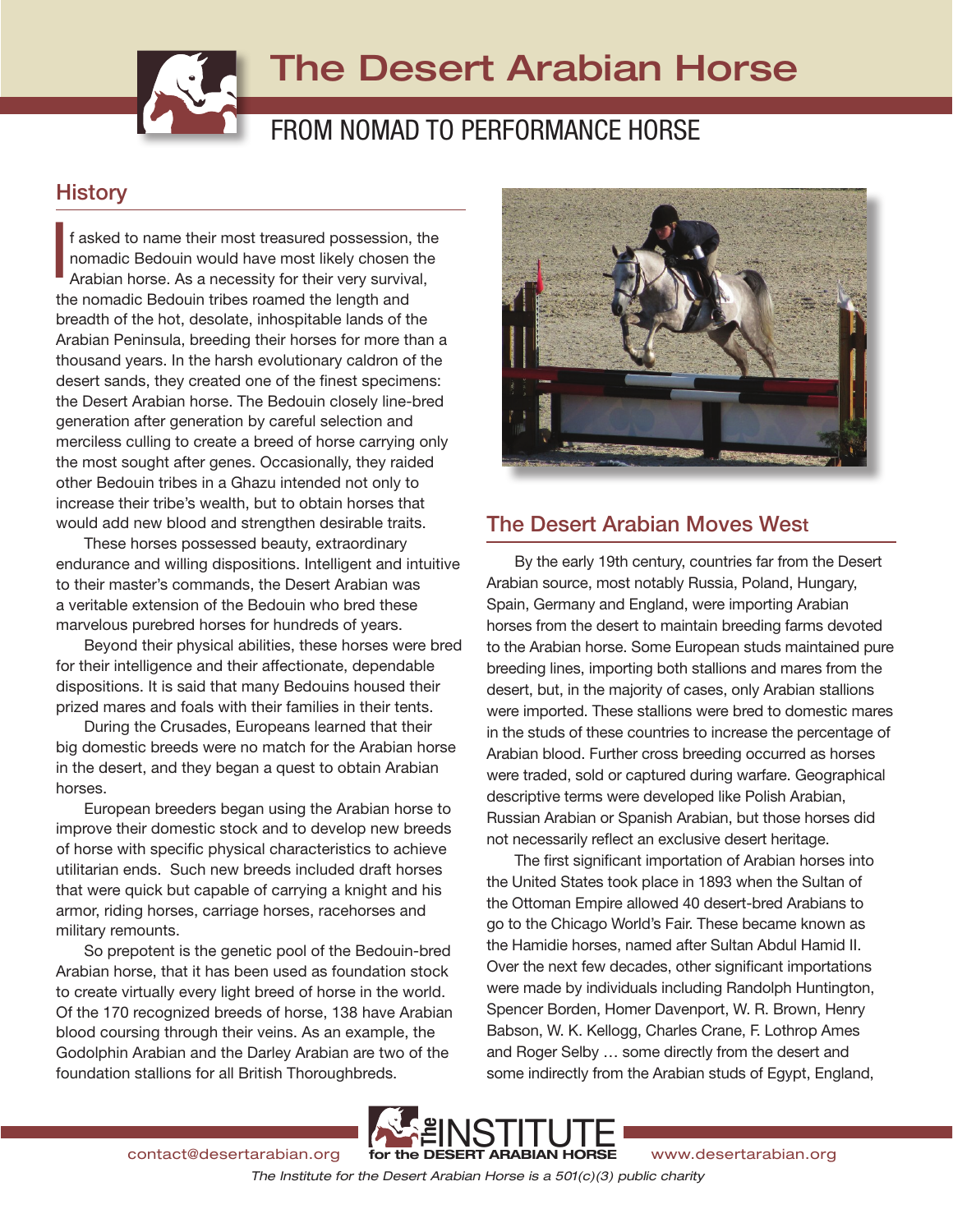# The Desert Arabian Horse

## FROM NOMAD TO PERFORMANCE HORSE

## History

If asked to name their most treasured possession, the nomadic Bedouin would have most likely chosen the Arabian horse. As a necessity for their very survival, the nomadic Bedouin tribes roamed the length and breadth of the hot, desolate, inhospitable lands of the Arabian Peninsula, breeding their horses for more than a thousand years. In the harsh evolutionary caldron of the desert sands, they created one of the finest specimens: the Desert Arabian horse. The Bedouin closely line-bred generation after generation by careful selection and merciless culling to create a breed of horse carrying only the most sought after genes. Occasionally, they raided other Bedouin tribes in a Ghazu intended not only to increase their tribe's wealth, but to obtain horses that would add new blood and strengthen desirable traits.

These horses possessed beauty, extraordinary endurance and willing dispositions. Intelligent and intuitive to their master's commands, the Desert Arabian was a veritable extension of the Bedouin who bred these marvelous purebred horses for hundreds of years.

Beyond their physical abilities, these horses were bred for their intelligence and their affectionate, dependable dispositions. It is said that many Bedouins housed their prized mares and foals with their families in their tents.

During the Crusades, Europeans learned that their big domestic breeds were no match for the Arabian horse in the desert, and they began a quest to obtain Arabian horses.

European breeders began using the Arabian horse to improve their domestic stock and to develop new breeds of horse with specific physical characteristics to achieve utilitarian ends. Such new breeds included draft horses that were quick but capable of carrying a knight and his armor, riding horses, carriage horses, racehorses and military remounts.

So prepotent is the genetic pool of the Bedouin-bred Arabian horse, that it has been used as foundation stock to create virtually every light breed of horse in the world. Of the 170 recognized breeds of horse, 138 have Arabian blood coursing through their veins. As an example, the Godolphin Arabian and the Darley Arabian are two of the foundation stallions for all British Thoroughbreds.

## The Desert Arabian Moves West

By the early 19th century, countries far from the Desert Arabian source, most notably Russia, Poland, Hungary, Spain, Germany and England, were importing Arabian horses from the desert to maintain breeding farms devoted to the Arabian horse. Some European studs maintained pure breeding lines, importing both stallions and mares from the desert, but, in the majority of cases, only Arabian stallions were imported. These stallions were bred to domestic mares in the studs of these countries to increase the percentage of Arabian blood. Further cross breeding occurred as horses were traded, sold or captured during warfare. Geographical descriptive terms were developed like Polish Arabian, Russian Arabian or Spanish Arabian, but those horses did not necessarily reflect an exclusive desert heritage.

The first significant importation of Arabian horses into the United States took place in 1893 when the Sultan of the Ottoman Empire allowed 40 desert-bred Arabians to go to the Chicago World's Fair. These became known as the Hamidie horses, named after Sultan Abdul Hamid II. Over the next few decades, other significant importations were made by individuals including Randolph Huntington, Spencer Borden, Homer Davenport, W. R. Brown, Henry Babson, W. K. Kellogg, Charles Crane, F. Lothrop Ames and Roger Selby … some directly from the desert and some indirectly from the Arabian studs of Egypt, England,

contact@desertarabian.org — The INSTITUTE for the DESERT ARABIAN HORSE — www.desertarabian.org

*The Institute for the Desert Arabian Horse is a 501(c)(3) public charity*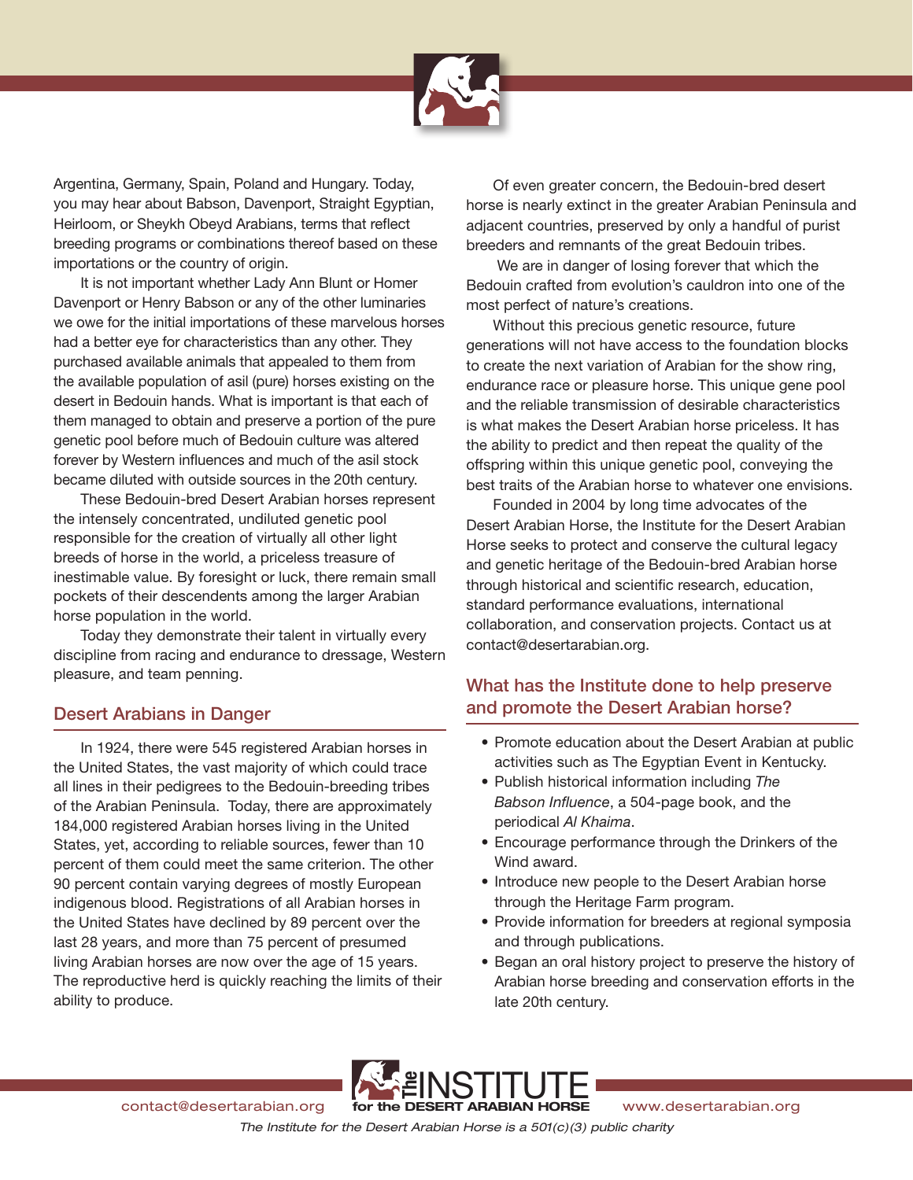Argentina, Germany, Spain, Poland and Hungary. Today, you may hear about Babson, Davenport, Straight Egyptian, Heirloom, or Sheykh Obeyd Arabians, terms that reflect breeding programs or combinations thereof based on these importations or the country of origin.

It is not important whether Lady Ann Blunt or Homer Davenport or Henry Babson or any of the other luminaries we owe for the initial importations of these marvelous horses had a better eye for characteristics than any other. They purchased available animals that appealed to them from the available population of asil (pure) horses existing on the desert in Bedouin hands. What is important is that each of them managed to obtain and preserve a portion of the pure genetic pool before much of Bedouin culture was altered forever by Western influences and much of the asil stock became diluted with outside sources in the 20th century.

These Bedouin-bred Desert Arabian horses represent the intensely concentrated, undiluted genetic pool responsible for the creation of virtually all other light breeds of horse in the world, a priceless treasure of inestimable value. By foresight or luck, there remain small pockets of their descendents among the larger Arabian horse population in the world.

Today they demonstrate their talent in virtually every discipline from racing and endurance to dressage, Western pleasure, and team penning.

## Desert Arabians in Danger

In 1924, there were 545 registered Arabian horses in the United States, the vast majority of which could trace all lines in their pedigrees to the Bedouin-breeding tribes of the Arabian Peninsula. Today, there are approximately 184,000 registered Arabian horses living in the United States, yet, according to reliable sources, fewer than 10 percent of them could meet the same criterion. The other 90 percent contain varying degrees of mostly European indigenous blood. Registrations of all Arabian horses in the United States have declined by 89 percent over the last 28 years, and more than 75 percent of presumed living Arabian horses are now over the age of 15 years. The reproductive herd is quickly reaching the limits of their ability to produce.

Of even greater concern, the Bedouin-bred desert horse is nearly extinct in the greater Arabian Peninsula and adjacent countries, preserved by only a handful of purist breeders and remnants of the great Bedouin tribes.

We are in danger of losing forever that which the Bedouin crafted from evolution's cauldron into one of the most perfect of nature's creations.

Without this precious genetic resource, future generations will not have access to the foundation blocks to create the next variation of Arabian for the show ring, endurance race or pleasure horse. This unique gene pool and the reliable transmission of desirable characteristics is what makes the Desert Arabian horse priceless. It has the ability to predict and then repeat the quality of the offspring within this unique genetic pool, conveying the best traits of the Arabian horse to whatever one envisions.

Founded in 2004 by long time advocates of the Desert Arabian Horse, the Institute for the Desert Arabian Horse seeks to protect and conserve the cultural legacy and genetic heritage of the Bedouin-bred Arabian horse through historical and scientific research, education, standard performance evaluations, international collaboration, and conservation projects. Contact us at contact@desertarabian.org.

## What has the Institute done to help preserve and promote the Desert Arabian horse?

- Promote education about the Desert Arabian at public activities such as The Egyptian Event in Kentucky.
- Publish historical information including *The Babson Influence*, a 504-page book, and the periodical *Al Khaima*.
- Encourage performance through the Drinkers of the Wind award.
- Introduce new people to the Desert Arabian horse through the Heritage Farm program.
- Provide information for breeders at regional symposia and through publications.
- Began an oral history project to preserve the history of Arabian horse breeding and conservation efforts in the late 20th century.

contact@desertarabian.org — The INSTITUTE for the DESERT ARABIAN HORSE — www.desertarabian.org

*The Institute for the Desert Arabian Horse is a 501(c)(3) public charity*